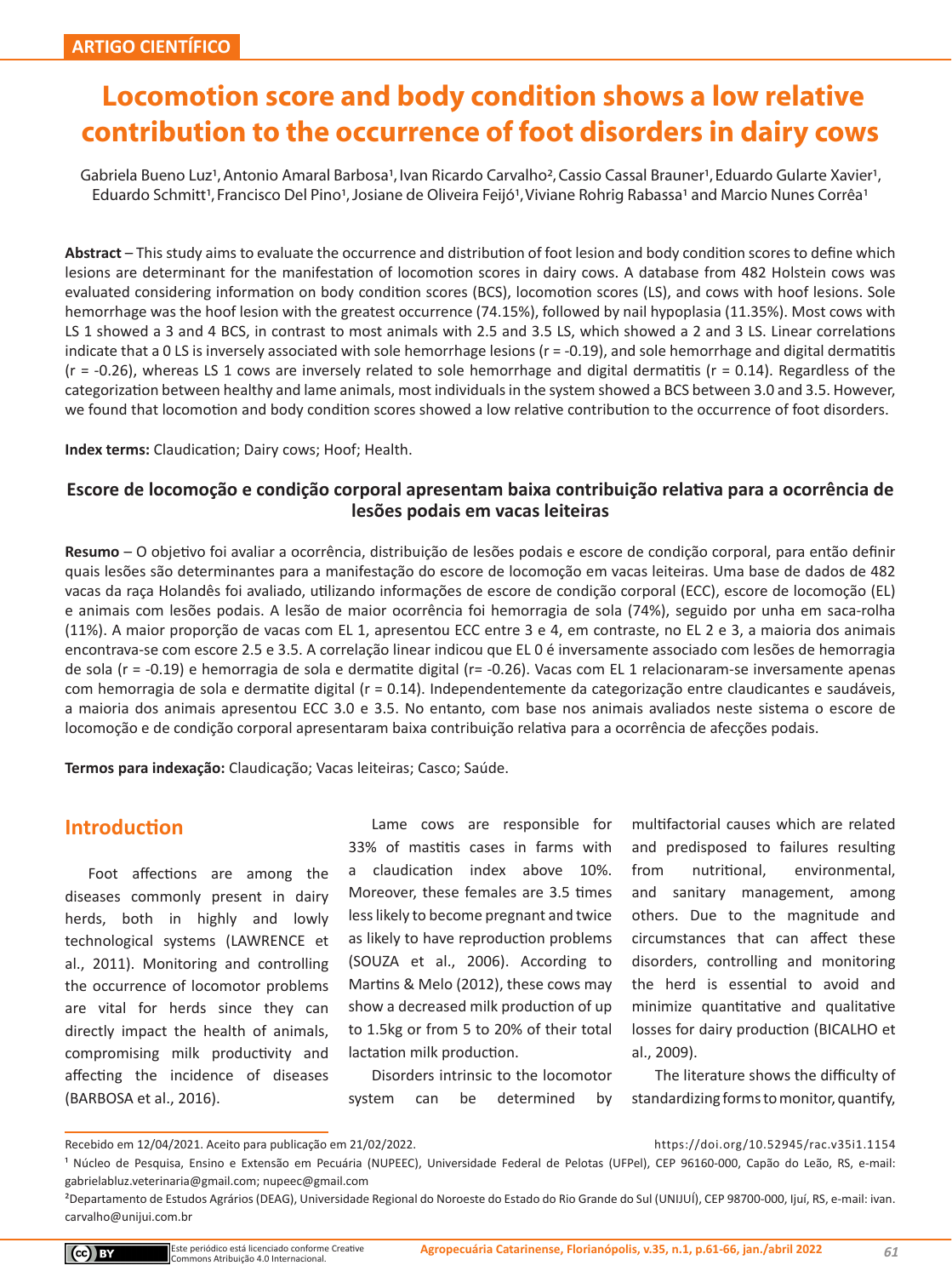ARTIGO CIENTÍFICO

# Locomotion score and body condition shows a low relative contribution to the occurrence of foot disorders in dairy cows

Gabriela Bueno Luz[1], Antonio Amaral Barbosa[1], Ivan Ricardo Carvalho[2], Cassio Cassal Brauner[1], Eduardo Gularte Xavier[1], Eduardo Schmitt[1], Francisco Del Pino[1], Josiane de Oliveira Feijó[1], Viviane Rohrig Rabassa[1] and Marcio Nunes Corrêa[1]

**Abstract** – This study aims to evaluate the occurrence and distribution of foot lesion and body condition scores to define which lesions are determinant for the manifestation of locomotion scores in dairy cows. A database from 482 Holstein cows was evaluated considering information on body condition scores (BCS), locomotion scores (LS), and cows with hoof lesions. Sole hemorrhage was the hoof lesion with the greatest occurrence (74.15%), followed by nail hypoplasia (11.35%). Most cows with LS 1 showed a 3 and 4 BCS, in contrast to most animals with 2.5 and 3.5 LS, which showed a 2 and 3 LS. Linear correlations indicate that a 0 LS is inversely associated with sole hemorrhage lesions (r = -0.19), and sole hemorrhage and digital dermatitis (r = -0.26), whereas LS 1 cows are inversely related to sole hemorrhage and digital dermatitis (r = 0.14). Regardless of the categorization between healthy and lame animals, most individuals in the system showed a BCS between 3.0 and 3.5. However, we found that locomotion and body condition scores showed a low relative contribution to the occurrence of foot disorders.

**Index terms:** Claudication; Dairy cows; Hoof; Health.

### Escore de locomoção e condição corporal apresentam baixa contribuição relativa para a ocorrência de lesões podais em vacas leiteiras

**Resumo** – O objetivo foi avaliar a ocorrência, distribuição de lesões podais e escore de condição corporal, para então definir quais lesões são determinantes para a manifestação do escore de locomoção em vacas leiteiras. Uma base de dados de 482 vacas da raça Holandês foi avaliado, utilizando informações de escore de condição corporal (ECC), escore de locomoção (EL) e animais com lesões podais. A lesão de maior ocorrência foi hemorragia de sola (74%), seguido por unha em saca-rolha (11%). A maior proporção de vacas com EL 1, apresentou ECC entre 3 e 4, em contraste, no EL 2 e 3, a maioria dos animais encontrava-se com escore 2.5 e 3.5. A correlação linear indicou que EL 0 é inversamente associado com lesões de hemorragia de sola (r = -0.19) e hemorragia de sola e dermatite digital (r= -0.26). Vacas com EL 1 relacionaram-se inversamente apenas com hemorragia de sola e dermatite digital (r = 0.14). Independentemente da categorização entre claudicantes e saudáveis, a maioria dos animais apresentou ECC 3.0 e 3.5. No entanto, com base nos animais avaliados neste sistema o escore de locomoção e de condição corporal apresentaram baixa contribuição relativa para a ocorrência de afecções podais.

**Termos para indexação:** Claudicação; Vacas leiteiras; Casco; Saúde.

## Introduction

Foot affections are among the diseases commonly present in dairy herds, both in highly and lowly technological systems (LAWRENCE et al., 2011). Monitoring and controlling the occurrence of locomotor problems are vital for herds since they can directly impact the health of animals, compromising milk productivity and affecting the incidence of diseases (BARBOSA et al., 2016).

Lame cows are responsible for 33% of mastitis cases in farms with a claudication index above 10%. Moreover, these females are 3.5 times less likely to become pregnant and twice as likely to have reproduction problems (SOUZA et al., 2006). According to Martins & Melo (2012), these cows may show a decreased milk production of up to 1.5kg or from 5 to 20% of their total lactation milk production.

Disorders intrinsic to the locomotor system can be determined by multifactorial causes which are related and predisposed to failures resulting from nutritional, environmental, and sanitary management, among others. Due to the magnitude and circumstances that can affect these disorders, controlling and monitoring the herd is essential to avoid and minimize quantitative and qualitative losses for dairy production (BICALHO et al., 2009).

The literature shows the difficulty of standardizing forms to monitor, quantify,

---

Recebido em 12/04/2021. Aceito para publicação em 21/02/2022. https://doi.org/10.52945/rac.v35i1.1154

[1] Núcleo de Pesquisa, Ensino e Extensão em Pecuária (NUPEEC), Universidade Federal de Pelotas (UFPel), CEP 96160-000, Capão do Leão, RS, e-mail: gabrielabluz.veterinaria@gmail.com; nupeec@gmail.com

[2] Departamento de Estudos Agrários (DEAG), Universidade Regional do Noroeste do Estado do Rio Grande do Sul (UNIJUÍ), CEP 98700-000, Ijuí, RS, e-mail: ivan.carvalho@unijui.com.br

Este periódico está licenciado conforme Creative Commons Atribuição 4.0 Internacional.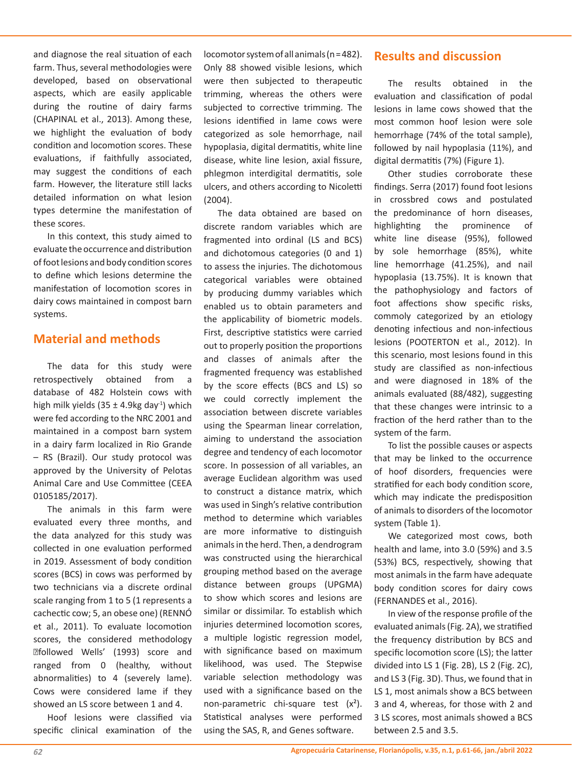and diagnose the real situation of each farm. Thus, several methodologies were developed, based on observational aspects, which are easily applicable during the routine of dairy farms (CHAPINAL et al., 2013). Among these, we highlight the evaluation of body condition and locomotion scores. These evaluations, if faithfully associated, may suggest the conditions of each farm. However, the literature still lacks detailed information on what lesion types determine the manifestation of these scores.

In this context, this study aimed to evaluate the occurrence and distribution of foot lesions and body condition scores to define which lesions determine the manifestation of locomotion scores in dairy cows maintained in compost barn systems.

## Material and methods

The data for this study were retrospectively obtained from a database of 482 Holstein cows with high milk yields (35 ± 4.9kg day$^{-1}$) which were fed according to the NRC 2001 and maintained in a compost barn system in a dairy farm localized in Rio Grande – RS (Brazil). Our study protocol was approved by the University of Pelotas Animal Care and Use Committee (CEEA 0105185/2017).

The animals in this farm were evaluated every three months, and the data analyzed for this study was collected in one evaluation performed in 2019. Assessment of body condition scores (BCS) in cows was performed by two technicians via a discrete ordinal scale ranging from 1 to 5 (1 represents a cachectic cow; 5, an obese one) (RENNÓ et al., 2011). To evaluate locomotion scores, the considered methodology followed Wells' (1993) score and ranged from 0 (healthy, without abnormalities) to 4 (severely lame). Cows were considered lame if they showed an LS score between 1 and 4.

Hoof lesions were classified via specific clinical examination of the locomotor system of all animals (n = 482). Only 88 showed visible lesions, which were then subjected to therapeutic trimming, whereas the others were subjected to corrective trimming. The lesions identified in lame cows were categorized as sole hemorrhage, nail hypoplasia, digital dermatitis, white line disease, white line lesion, axial fissure, phlegmon interdigital dermatitis, sole ulcers, and others according to Nicoletti (2004).

The data obtained are based on discrete random variables which are fragmented into ordinal (LS and BCS) and dichotomous categories (0 and 1) to assess the injuries. The dichotomous categorical variables were obtained by producing dummy variables which enabled us to obtain parameters and the applicability of biometric models. First, descriptive statistics were carried out to properly position the proportions and classes of animals after the fragmented frequency was established by the score effects (BCS and LS) so we could correctly implement the association between discrete variables using the Spearman linear correlation, aiming to understand the association degree and tendency of each locomotor score. In possession of all variables, an average Euclidean algorithm was used to construct a distance matrix, which was used in Singh's relative contribution method to determine which variables are more informative to distinguish animals in the herd. Then, a dendrogram was constructed using the hierarchical grouping method based on the average distance between groups (UPGMA) to show which scores and lesions are similar or dissimilar. To establish which injuries determined locomotion scores, a multiple logistic regression model, with significance based on maximum likelihood, was used. The Stepwise variable selection methodology was used with a significance based on the non-parametric chi-square test ($x^2$). Statistical analyses were performed using the SAS, R, and Genes software.

## Results and discussion

The results obtained in the evaluation and classification of podal lesions in lame cows showed that the most common hoof lesion were sole hemorrhage (74% of the total sample), followed by nail hypoplasia (11%), and digital dermatitis (7%) (Figure 1).

Other studies corroborate these findings. Serra (2017) found foot lesions in crossbred cows and postulated the predominance of horn diseases, highlighting the prominence of white line disease (95%), followed by sole hemorrhage (85%), white line hemorrhage (41.25%), and nail hypoplasia (13.75%). It is known that the pathophysiology and factors of foot affections show specific risks, commonly categorized by an etiology denoting infectious and non-infectious lesions (POOTERTON et al., 2012). In this scenario, most lesions found in this study are classified as non-infectious and were diagnosed in 18% of the animals evaluated (88/482), suggesting that these changes were intrinsic to a fraction of the herd rather than to the system of the farm.

To list the possible causes or aspects that may be linked to the occurrence of hoof disorders, frequencies were stratified for each body condition score, which may indicate the predisposition of animals to disorders of the locomotor system (Table 1).

We categorized most cows, both health and lame, into 3.0 (59%) and 3.5 (53%) BCS, respectively, showing that most animals in the farm have adequate body condition scores for dairy cows (FERNANDES et al., 2016).

In view of the response profile of the evaluated animals (Fig. 2A), we stratified the frequency distribution by BCS and specific locomotion score (LS); the latter divided into LS 1 (Fig. 2B), LS 2 (Fig. 2C), and LS 3 (Fig. 3D). Thus, we found that in LS 1, most animals show a BCS between 3 and 4, whereas, for those with 2 and 3 LS scores, most animals showed a BCS between 2.5 and 3.5.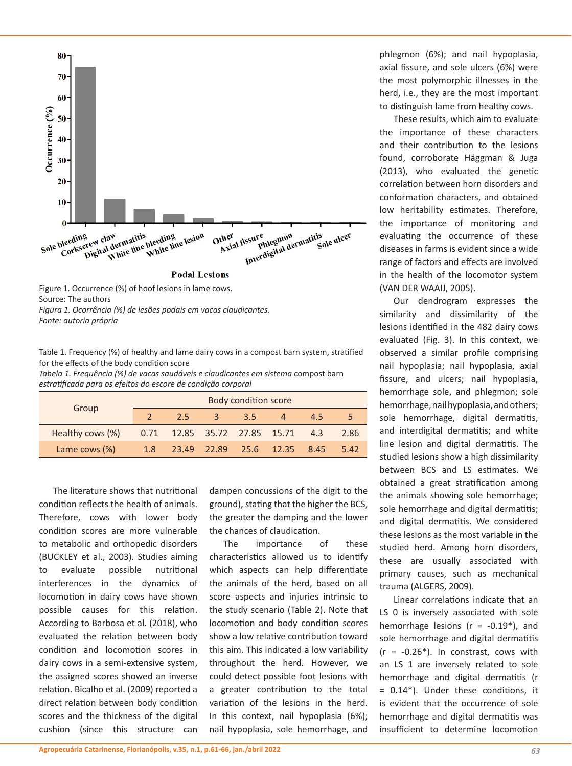Figure 1. Occurrence (%) of hoof lesions in lame cows.
Source: The authors
*Figura 1. Ocorrência (%) de lesões podais em vacas claudicantes.*
*Fonte: autoria própria*

Table 1. Frequency (%) of healthy and lame dairy cows in a compost barn system, stratified for the effects of the body condition score
*Tabela 1. Frequência (%) de vacas saudáveis e claudicantes em sistema* compost barn *estratificada para os efeitos do escore de condição corporal*

| Group | Body condition score | | | | | | |
|---|---|---|---|---|---|---|---|
| | 2 | 2.5 | 3 | 3.5 | 4 | 4.5 | 5 |
| Healthy cows (%) | 0.71 | 12.85 | 35.72 | 27.85 | 15.71 | 4.3 | 2.86 |
| Lame cows (%) | 1.8 | 23.49 | 22.89 | 25.6 | 12.35 | 8.45 | 5.42 |

The literature shows that nutritional condition reflects the health of animals. Therefore, cows with lower body condition scores are more vulnerable to metabolic and orthopedic disorders (BUCKLEY et al., 2003). Studies aiming to evaluate possible nutritional interferences in the dynamics of locomotion in dairy cows have shown possible causes for this relation. According to Barbosa et al. (2018), who evaluated the relation between body condition and locomotion scores in dairy cows in a semi-extensive system, the assigned scores showed an inverse relation. Bicalho et al. (2009) reported a direct relation between body condition scores and the thickness of the digital cushion (since this structure can dampen concussions of the digit to the ground), stating that the higher the BCS, the greater the damping and the lower the chances of claudication.

The importance of these characteristics allowed us to identify which aspects can help differentiate the animals of the herd, based on all score aspects and injuries intrinsic to the study scenario (Table 2). Note that locomotion and body condition scores show a low relative contribution toward this aim. This indicated a low variability throughout the herd. However, we could detect possible foot lesions with a greater contribution to the total variation of the lesions in the herd. In this context, nail hypoplasia (6%); nail hypoplasia, sole hemorrhage, and phlegmon (6%); and nail hypoplasia, axial fissure, and sole ulcers (6%) were the most polymorphic illnesses in the herd, i.e., they are the most important to distinguish lame from healthy cows.

These results, which aim to evaluate the importance of these characters and their contribution to the lesions found, corroborate Häggman & Juga (2013), who evaluated the genetic correlation between horn disorders and conformation characters, and obtained low heritability estimates. Therefore, the importance of monitoring and evaluating the occurrence of these diseases in farms is evident since a wide range of factors and effects are involved in the health of the locomotor system (VAN DER WAAIJ, 2005).

Our dendrogram expresses the similarity and dissimilarity of the lesions identified in the 482 dairy cows evaluated (Fig. 3). In this context, we observed a similar profile comprising nail hypoplasia; nail hypoplasia, axial fissure, and ulcers; nail hypoplasia, hemorrhage sole, and phlegmon; sole hemorrhage, nail hypoplasia, and others; sole hemorrhage, digital dermatitis, and interdigital dermatitis; and white line lesion and digital dermatitis. The studied lesions show a high dissimilarity between BCS and LS estimates. We obtained a great stratification among the animals showing sole hemorrhage; sole hemorrhage and digital dermatitis; and digital dermatitis. We considered these lesions as the most variable in the studied herd. Among horn disorders, these are usually associated with primary causes, such as mechanical trauma (ALGERS, 2009).

Linear correlations indicate that an LS 0 is inversely associated with sole hemorrhage lesions (r = -0.19*), and sole hemorrhage and digital dermatitis (r = -0.26*). In constrast, cows with an LS 1 are inversely related to sole hemorrhage and digital dermatitis (r = 0.14*). Under these conditions, it is evident that the occurrence of sole hemorrhage and digital dermatitis was insufficient to determine locomotion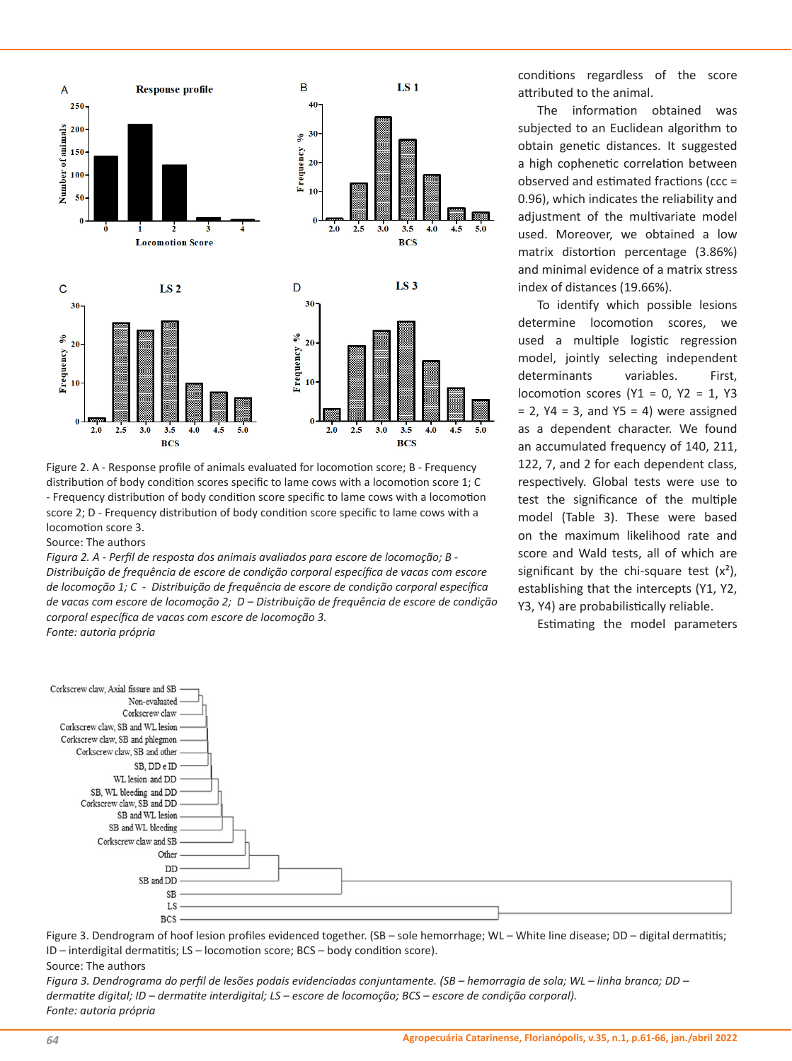Figure 2. A - Response profile of animals evaluated for locomotion score; B - Frequency distribution of body condition scores specific to lame cows with a locomotion score 1; C - Frequency distribution of body condition score specific to lame cows with a locomotion score 2; D - Frequency distribution of body condition score specific to lame cows with a locomotion score 3.
Source: The authors

*Figura 2. A - Perfil de resposta dos animais avaliados para escore de locomoção; B - Distribuição de frequência de escore de condição corporal específica de vacas com escore de locomoção 1; C - Distribuição de frequência de escore de condição corporal específica de vacas com escore de locomoção 2; D – Distribuição de frequência de escore de condição corporal específica de vacas com escore de locomoção 3.*
*Fonte: autoria própria*

conditions regardless of the score attributed to the animal.

The information obtained was subjected to an Euclidean algorithm to obtain genetic distances. It suggested a high cophenetic correlation between observed and estimated fractions (ccc = 0.96), which indicates the reliability and adjustment of the multivariate model used. Moreover, we obtained a low matrix distortion percentage (3.86%) and minimal evidence of a matrix stress index of distances (19.66%).

To identify which possible lesions determine locomotion scores, we used a multiple logistic regression model, jointly selecting independent determinants variables. First, locomotion scores ($Y1 = 0$, $Y2 = 1$, $Y3 = 2$, $Y4 = 3$, and $Y5 = 4$) were assigned as a dependent character. We found an accumulated frequency of 140, 211, 122, 7, and 2 for each dependent class, respectively. Global tests were use to test the significance of the multiple model (Table 3). These were based on the maximum likelihood rate and score and Wald tests, all of which are significant by the chi-square test ($x^2$), establishing that the intercepts (Y1, Y2, Y3, Y4) are probabilistically reliable.

Estimating the model parameters

Figure 3. Dendrogram of hoof lesion profiles evidenced together. (SB – sole hemorrhage; WL – White line disease; DD – digital dermatitis; ID – interdigital dermatitis; LS – locomotion score; BCS – body condition score).
Source: The authors

*Figura 3. Dendrograma do perfil de lesões podais evidenciadas conjuntamente. (SB – hemorragia de sola; WL – linha branca; DD – dermatite digital; ID – dermatite interdigital; LS – escore de locomoção; BCS – escore de condição corporal).*
*Fonte: autoria própria*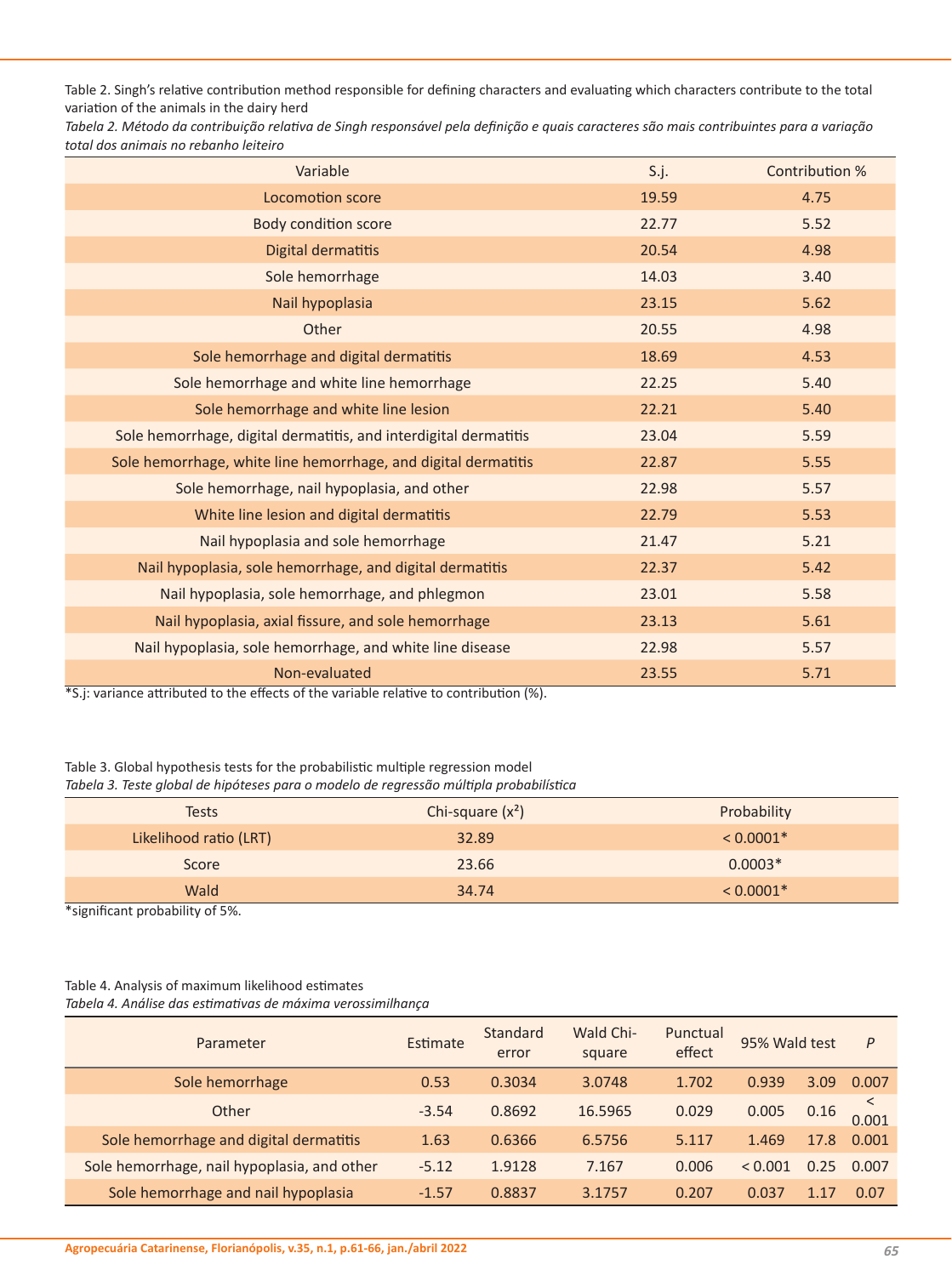Table 2. Singh's relative contribution method responsible for defining characters and evaluating which characters contribute to the total variation of the animals in the dairy herd

*Tabela 2. Método da contribuição relativa de Singh responsável pela definição e quais caracteres são mais contribuintes para a variação total dos animais no rebanho leiteiro*

| Variable | S.j. | Contribution % |
|---|---|---|
| Locomotion score | 19.59 | 4.75 |
| Body condition score | 22.77 | 5.52 |
| Digital dermatitis | 20.54 | 4.98 |
| Sole hemorrhage | 14.03 | 3.40 |
| Nail hypoplasia | 23.15 | 5.62 |
| Other | 20.55 | 4.98 |
| Sole hemorrhage and digital dermatitis | 18.69 | 4.53 |
| Sole hemorrhage and white line hemorrhage | 22.25 | 5.40 |
| Sole hemorrhage and white line lesion | 22.21 | 5.40 |
| Sole hemorrhage, digital dermatitis, and interdigital dermatitis | 23.04 | 5.59 |
| Sole hemorrhage, white line hemorrhage, and digital dermatitis | 22.87 | 5.55 |
| Sole hemorrhage, nail hypoplasia, and other | 22.98 | 5.57 |
| White line lesion and digital dermatitis | 22.79 | 5.53 |
| Nail hypoplasia and sole hemorrhage | 21.47 | 5.21 |
| Nail hypoplasia, sole hemorrhage, and digital dermatitis | 22.37 | 5.42 |
| Nail hypoplasia, sole hemorrhage, and phlegmon | 23.01 | 5.58 |
| Nail hypoplasia, axial fissure, and sole hemorrhage | 23.13 | 5.61 |
| Nail hypoplasia, sole hemorrhage, and white line disease | 22.98 | 5.57 |
| Non-evaluated | 23.55 | 5.71 |

*S.j: variance attributed to the effects of the variable relative to contribution (%).

Table 3. Global hypothesis tests for the probabilistic multiple regression model

*Tabela 3. Teste global de hipóteses para o modelo de regressão múltipla probabilística*

| Tests | Chi-square ($x^2$) | Probability |
|---|---|---|
| Likelihood ratio (LRT) | 32.89 | < 0.0001* |
| Score | 23.66 | 0.0003* |
| Wald | 34.74 | < 0.0001* |

*significant probability of 5%.

Table 4. Analysis of maximum likelihood estimates

*Tabela 4. Análise das estimativas de máxima verossimilhança*

| Parameter | Estimate | Standard error | Wald Chi-square | Punctual effect | 95% Wald test | | P |
|---|---|---|---|---|---|---|---|
| Sole hemorrhage | 0.53 | 0.3034 | 3.0748 | 1.702 | 0.939 | 3.09 | 0.007 |
| Other | -3.54 | 0.8692 | 16.5965 | 0.029 | 0.005 | 0.16 | < 0.001 |
| Sole hemorrhage and digital dermatitis | 1.63 | 0.6366 | 6.5756 | 5.117 | 1.469 | 17.8 | 0.001 |
| Sole hemorrhage, nail hypoplasia, and other | -5.12 | 1.9128 | 7.167 | 0.006 | < 0.001 | 0.25 | 0.007 |
| Sole hemorrhage and nail hypoplasia | -1.57 | 0.8837 | 3.1757 | 0.207 | 0.037 | 1.17 | 0.07 |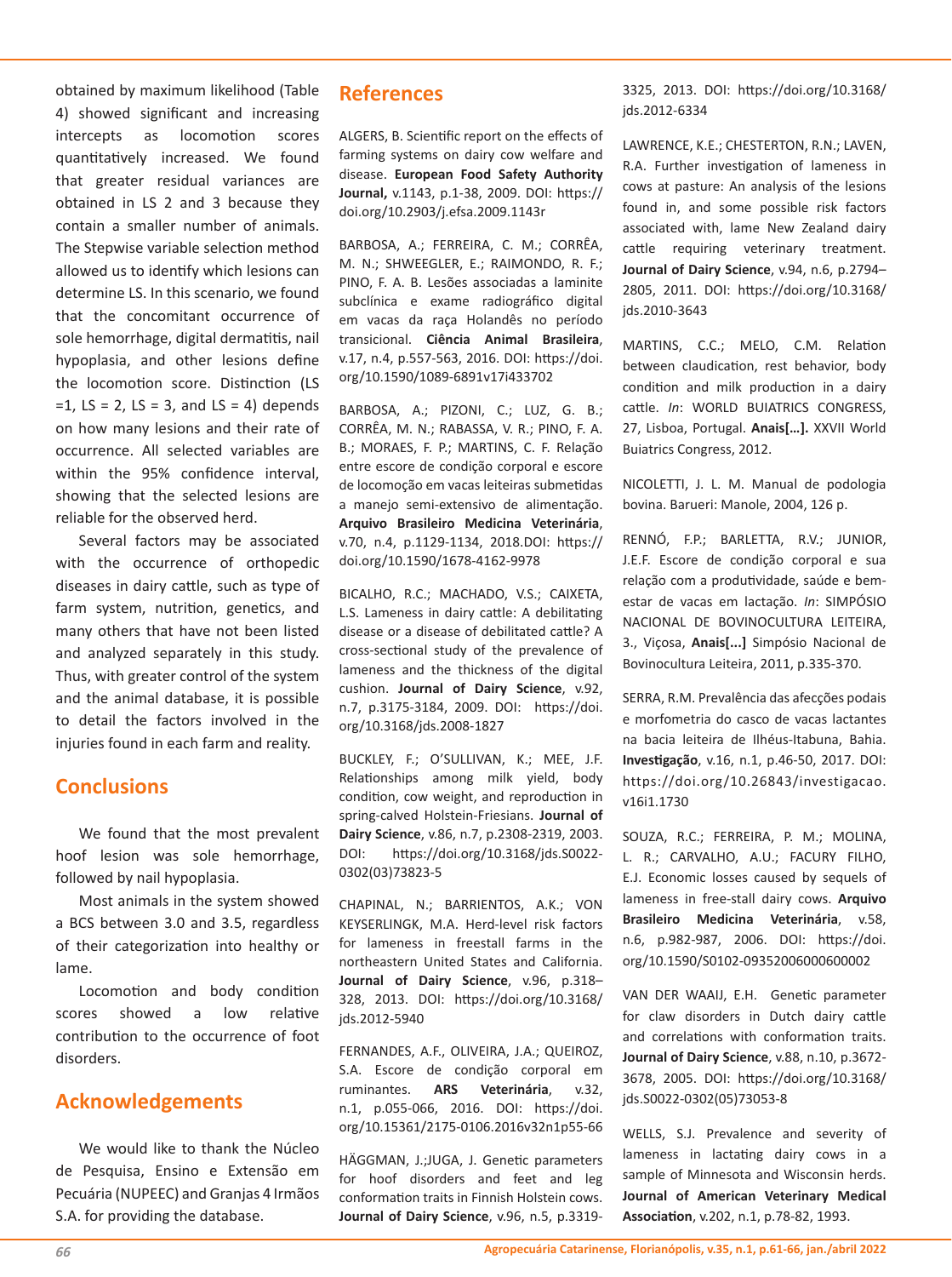obtained by maximum likelihood (Table 4) showed significant and increasing intercepts as locomotion scores quantitatively increased. We found that greater residual variances are obtained in LS 2 and 3 because they contain a smaller number of animals. The Stepwise variable selection method allowed us to identify which lesions can determine LS. In this scenario, we found that the concomitant occurrence of sole hemorrhage, digital dermatitis, nail hypoplasia, and other lesions define the locomotion score. Distinction (LS =1, LS = 2, LS = 3, and LS = 4) depends on how many lesions and their rate of occurrence. All selected variables are within the 95% confidence interval, showing that the selected lesions are reliable for the observed herd.

Several factors may be associated with the occurrence of orthopedic diseases in dairy cattle, such as type of farm system, nutrition, genetics, and many others that have not been listed and analyzed separately in this study. Thus, with greater control of the system and the animal database, it is possible to detail the factors involved in the injuries found in each farm and reality.

## Conclusions

We found that the most prevalent hoof lesion was sole hemorrhage, followed by nail hypoplasia.

Most animals in the system showed a BCS between 3.0 and 3.5, regardless of their categorization into healthy or lame.

Locomotion and body condition scores showed a low relative contribution to the occurrence of foot disorders.

## Acknowledgements

We would like to thank the Núcleo de Pesquisa, Ensino e Extensão em Pecuária (NUPEEC) and Granjas 4 Irmãos S.A. for providing the database.

## References

ALGERS, B. Scientific report on the effects of farming systems on dairy cow welfare and disease. **European Food Safety Authority Journal,** v.1143, p.1-38, 2009. DOI: https://doi.org/10.2903/j.efsa.2009.1143r

BARBOSA, A.; FERREIRA, C. M.; CORRÊA, M. N.; SHWEEGLER, E.; RAIMONDO, R. F.; PINO, F. A. B. Lesões associadas a laminite subclínica e exame radiográfico digital em vacas da raça Holandês no período transicional. **Ciência Animal Brasileira**, v.17, n.4, p.557-563, 2016. DOI: https://doi.org/10.1590/1089-6891v17i433702

BARBOSA, A.; PIZONI, C.; LUZ, G. B.; CORRÊA, M. N.; RABASSA, V. R.; PINO, F. A. B.; MORAES, F. P.; MARTINS, C. F. Relação entre escore de condição corporal e escore de locomoção em vacas leiteiras submetidas a manejo semi-extensivo de alimentação. **Arquivo Brasileiro Medicina Veterinária**, v.70, n.4, p.1129-1134, 2018.DOI: https://doi.org/10.1590/1678-4162-9978

BICALHO, R.C.; MACHADO, V.S.; CAIXETA, L.S. Lameness in dairy cattle: A debilitating disease or a disease of debilitated cattle? A cross-sectional study of the prevalence of lameness and the thickness of the digital cushion. **Journal of Dairy Science**, v.92, n.7, p.3175-3184, 2009. DOI: https://doi.org/10.3168/jds.2008-1827

BUCKLEY, F.; O'SULLIVAN, K.; MEE, J.F. Relationships among milk yield, body condition, cow weight, and reproduction in spring-calved Holstein-Friesians. **Journal of Dairy Science**, v.86, n.7, p.2308-2319, 2003. DOI: https://doi.org/10.3168/jds.S0022-0302(03)73823-5

CHAPINAL, N.; BARRIENTOS, A.K.; VON KEYSERLINGK, M.A. Herd-level risk factors for lameness in freestall farms in the northeastern United States and California. **Journal of Dairy Science**, v.96, p.318–328, 2013. DOI: https://doi.org/10.3168/jds.2012-5940

FERNANDES, A.F., OLIVEIRA, J.A.; QUEIROZ, S.A. Escore de condição corporal em ruminantes. **ARS Veterinária**, v.32, n.1, p.055-066, 2016. DOI: https://doi.org/10.15361/2175-0106.2016v32n1p55-66

HÄGGMAN, J.;JUGA, J. Genetic parameters for hoof disorders and feet and leg conformation traits in Finnish Holstein cows. **Journal of Dairy Science**, v.96, n.5, p.3319-3325, 2013. DOI: https://doi.org/10.3168/jds.2012-6334

LAWRENCE, K.E.; CHESTERTON, R.N.; LAVEN, R.A. Further investigation of lameness in cows at pasture: An analysis of the lesions found in, and some possible risk factors associated with, lame New Zealand dairy cattle requiring veterinary treatment. **Journal of Dairy Science**, v.94, n.6, p.2794–2805, 2011. DOI: https://doi.org/10.3168/jds.2010-3643

MARTINS, C.C.; MELO, C.M. Relation between claudication, rest behavior, body condition and milk production in a dairy cattle. *In*: WORLD BUIATRICS CONGRESS, 27, Lisboa, Portugal. **Anais[...].** XXVII World Buiatrics Congress, 2012.

NICOLETTI, J. L. M. Manual de podologia bovina. Barueri: Manole, 2004, 126 p.

RENNÓ, F.P.; BARLETTA, R.V.; JUNIOR, J.E.F. Escore de condição corporal e sua relação com a produtividade, saúde e bem-estar de vacas em lactação. *In*: SIMPÓSIO NACIONAL DE BOVINOCULTURA LEITEIRA, 3., Viçosa, **Anais[...]** Simpósio Nacional de Bovinocultura Leiteira, 2011, p.335-370.

SERRA, R.M. Prevalência das afecções podais e morfometria do casco de vacas lactantes na bacia leiteira de Ilhéus-Itabuna, Bahia. **Investigação**, v.16, n.1, p.46-50, 2017. DOI: https://doi.org/10.26843/investigacao.v16i1.1730

SOUZA, R.C.; FERREIRA, P. M.; MOLINA, L. R.; CARVALHO, A.U.; FACURY FILHO, E.J. Economic losses caused by sequels of lameness in free-stall dairy cows. **Arquivo Brasileiro Medicina Veterinária**, v.58, n.6, p.982-987, 2006. DOI: https://doi.org/10.1590/S0102-09352006000600002

VAN DER WAAIJ, E.H. Genetic parameter for claw disorders in Dutch dairy cattle and correlations with conformation traits. **Journal of Dairy Science**, v.88, n.10, p.3672-3678, 2005. DOI: https://doi.org/10.3168/jds.S0022-0302(05)73053-8

WELLS, S.J. Prevalence and severity of lameness in lactating dairy cows in a sample of Minnesota and Wisconsin herds. **Journal of American Veterinary Medical Association**, v.202, n.1, p.78-82, 1993.